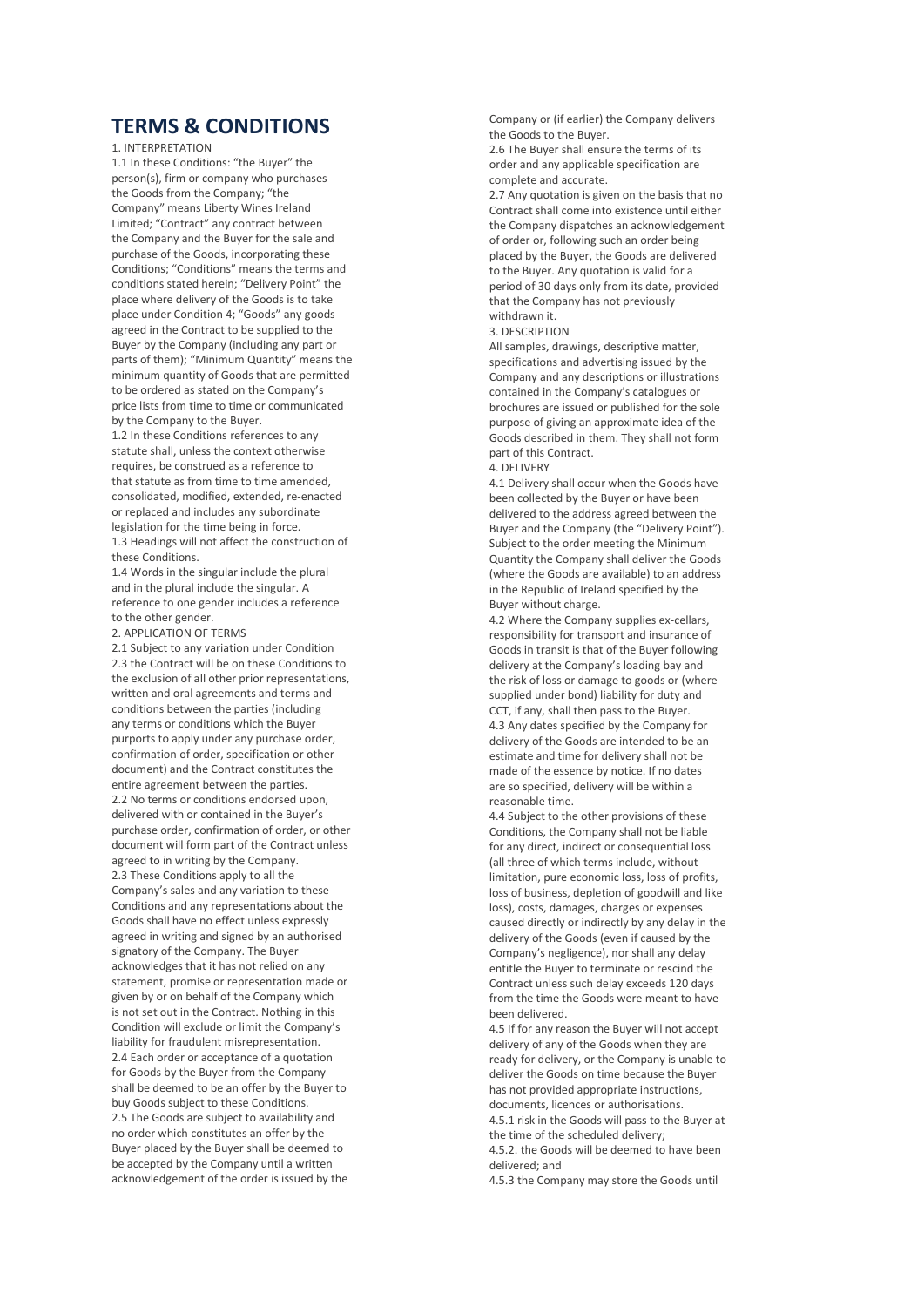# TERMS & CONDITIONS

1. INTERPRETATION

1.1 In these Conditions: "the Buyer" the person(s), firm or company who purchases the Goods from the Company; "the Company" means Liberty Wines Ireland Limited; "Contract" any contract between the Company and the Buyer for the sale and purchase of the Goods, incorporating these Conditions; "Conditions" means the terms and conditions stated herein; "Delivery Point" the place where delivery of the Goods is to take place under Condition 4; "Goods" any goods agreed in the Contract to be supplied to the Buyer by the Company (including any part or parts of them); "Minimum Quantity" means the minimum quantity of Goods that are permitted to be ordered as stated on the Company's price lists from time to time or communicated by the Company to the Buyer.

1.2 In these Conditions references to any statute shall, unless the context otherwise requires, be construed as a reference to that statute as from time to time amended, consolidated, modified, extended, re-enacted or replaced and includes any subordinate legislation for the time being in force.

1.3 Headings will not affect the construction of these Conditions.

1.4 Words in the singular include the plural and in the plural include the singular. A reference to one gender includes a reference to the other gender.

2. APPLICATION OF TERMS

2.1 Subject to any variation under Condition 2.3 the Contract will be on these Conditions to the exclusion of all other prior representations, written and oral agreements and terms and conditions between the parties (including any terms or conditions which the Buyer purports to apply under any purchase order, confirmation of order, specification or other document) and the Contract constitutes the entire agreement between the parties.

2.2 No terms or conditions endorsed upon, delivered with or contained in the Buyer's purchase order, confirmation of order, or other document will form part of the Contract unless agreed to in writing by the Company.

2.3 These Conditions apply to all the Company's sales and any variation to these Conditions and any representations about the Goods shall have no effect unless expressly agreed in writing and signed by an authorised signatory of the Company. The Buyer acknowledges that it has not relied on any statement, promise or representation made or given by or on behalf of the Company which is not set out in the Contract. Nothing in this Condition will exclude or limit the Company's liability for fraudulent misrepresentation.

2.4 Each order or acceptance of a quotation for Goods by the Buyer from the Company shall be deemed to be an offer by the Buyer to buy Goods subject to these Conditions.

2.5 The Goods are subject to availability and no order which constitutes an offer by the Buyer placed by the Buyer shall be deemed to be accepted by the Company until a written acknowledgement of the order is issued by the Company or (if earlier) the Company delivers the Goods to the Buyer.

2.6 The Buyer shall ensure the terms of its order and any applicable specification are complete and accurate.

2.7 Any quotation is given on the basis that no Contract shall come into existence until either the Company dispatches an acknowledgement of order or, following such an order being placed by the Buyer, the Goods are delivered to the Buyer. Any quotation is valid for a period of 30 days only from its date, provided that the Company has not previously withdrawn it.

3. DESCRIPTION

All samples, drawings, descriptive matter, specifications and advertising issued by the Company and any descriptions or illustrations contained in the Company's catalogues or brochures are issued or published for the sole purpose of giving an approximate idea of the Goods described in them. They shall not form part of this Contract.

4. DELIVERY

4.1 Delivery shall occur when the Goods have been collected by the Buyer or have been delivered to the address agreed between the Buyer and the Company (the "Delivery Point"). Subject to the order meeting the Minimum Quantity the Company shall deliver the Goods (where the Goods are available) to an address in the Republic of Ireland specified by the Buyer without charge.

4.2 Where the Company supplies ex-cellars, responsibility for transport and insurance of Goods in transit is that of the Buyer following delivery at the Company's loading bay and the risk of loss or damage to goods or (where supplied under bond) liability for duty and CCT, if any, shall then pass to the Buyer.

4.3 Any dates specified by the Company for delivery of the Goods are intended to be an estimate and time for delivery shall not be made of the essence by notice. If no dates are so specified, delivery will be within a reasonable time.

4.4 Subject to the other provisions of these Conditions, the Company shall not be liable for any direct, indirect or consequential loss (all three of which terms include, without limitation, pure economic loss, loss of profits, loss of business, depletion of goodwill and like loss), costs, damages, charges or expenses caused directly or indirectly by any delay in the delivery of the Goods (even if caused by the Company's negligence), nor shall any delay entitle the Buyer to terminate or rescind the Contract unless such delay exceeds 120 days from the time the Goods were meant to have been delivered.

4.5 If for any reason the Buyer will not accept delivery of any of the Goods when they are ready for delivery, or the Company is unable to deliver the Goods on time because the Buyer has not provided appropriate instructions, documents, licences or authorisations.

4.5.1 risk in the Goods will pass to the Buyer at the time of the scheduled delivery;

4.5.2. the Goods will be deemed to have been delivered; and

4.5.3 the Company may store the Goods until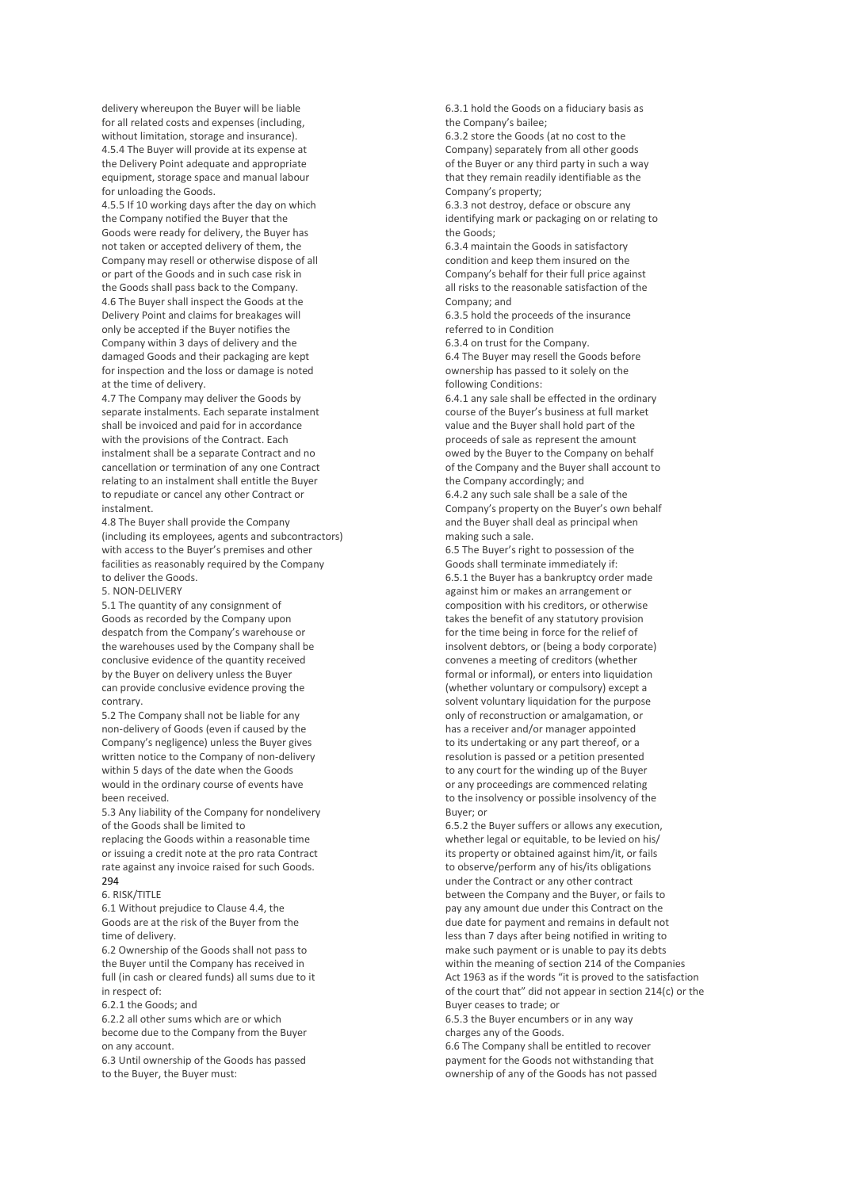delivery whereupon the Buyer will be liable for all related costs and expenses (including, without limitation, storage and insurance).

4.5.4 The Buyer will provide at its expense at the Delivery Point adequate and appropriate equipment, storage space and manual labour for unloading the Goods.

4.5.5 If 10 working days after the day on which the Company notified the Buyer that the Goods were ready for delivery, the Buyer has not taken or accepted delivery of them, the Company may resell or otherwise dispose of all or part of the Goods and in such case risk in the Goods shall pass back to the Company.

4.6 The Buyer shall inspect the Goods at the Delivery Point and claims for breakages will only be accepted if the Buyer notifies the Company within 3 days of delivery and the damaged Goods and their packaging are kept for inspection and the loss or damage is noted at the time of delivery.

4.7 The Company may deliver the Goods by separate instalments. Each separate instalment shall be invoiced and paid for in accordance with the provisions of the Contract. Each instalment shall be a separate Contract and no cancellation or termination of any one Contract relating to an instalment shall entitle the Buyer to repudiate or cancel any other Contract or instalment.

4.8 The Buyer shall provide the Company (including its employees, agents and subcontractors) with access to the Buyer's premises and other facilities as reasonably required by the Company to deliver the Goods.

## 5. NON-DELIVERY

5.1 The quantity of any consignment of Goods as recorded by the Company upon despatch from the Company's warehouse or the warehouses used by the Company shall be conclusive evidence of the quantity received by the Buyer on delivery unless the Buyer can provide conclusive evidence proving the contrary.

5.2 The Company shall not be liable for any non-delivery of Goods (even if caused by the Company's negligence) unless the Buyer gives written notice to the Company of non-delivery within 5 days of the date when the Goods would in the ordinary course of events have been received.

5.3 Any liability of the Company for nondelivery of the Goods shall be limited to replacing the Goods within a reasonable time or issuing a credit note at the pro rata Contract rate against any invoice raised for such Goods.

## 6. RISK/TITLE

6.1 Without prejudice to Clause 4.4, the Goods are at the risk of the Buyer from the time of delivery.

6.2 Ownership of the Goods shall not pass to the Buyer until the Company has received in full (in cash or cleared funds) all sums due to it in respect of:

6.2.1 the Goods; and

6.2.2 all other sums which are or which become due to the Company from the Buyer on any account.

6.3 Until ownership of the Goods has passed to the Buyer, the Buyer must:

6.3.1 hold the Goods on a fiduciary basis as the Company's bailee;

6.3.2 store the Goods (at no cost to the Company) separately from all other goods of the Buyer or any third party in such a way that they remain readily identifiable as the Company's property;

6.3.3 not destroy, deface or obscure any identifying mark or packaging on or relating to the Goods;

6.3.4 maintain the Goods in satisfactory condition and keep them insured on the Company's behalf for their full price against all risks to the reasonable satisfaction of the Company; and

6.3.5 hold the proceeds of the insurance referred to in Condition 6.3.4 on trust for the Company.

6.4 The Buyer may resell the Goods before ownership has passed to it solely on the following Conditions:

6.4.1 any sale shall be effected in the ordinary course of the Buyer's business at full market value and the Buyer shall hold part of the proceeds of sale as represent the amount owed by the Buyer to the Company on behalf of the Company and the Buyer shall account to the Company accordingly; and

6.4.2 any such sale shall be a sale of the Company's property on the Buyer's own behalf and the Buyer shall deal as principal when making such a sale.

6.5 The Buyer's right to possession of the Goods shall terminate immediately if:

6.5.1 the Buyer has a bankruptcy order made against him or makes an arrangement or composition with his creditors, or otherwise takes the benefit of any statutory provision for the time being in force for the relief of insolvent debtors, or (being a body corporate) convenes a meeting of creditors (whether formal or informal), or enters into liquidation (whether voluntary or compulsory) except a solvent voluntary liquidation for the purpose only of reconstruction or amalgamation, or has a receiver and/or manager appointed to its undertaking or any part thereof, or a resolution is passed or a petition presented to any court for the winding up of the Buyer or any proceedings are commenced relating to the insolvency or possible insolvency of the Buyer; or

6.5.2 the Buyer suffers or allows any execution, whether legal or equitable, to be levied on his/its property or obtained against him/it, or fails to observe/perform any of his/its obligations under the Contract or any other contract between the Company and the Buyer, or fails to pay any amount due under this Contract on the due date for payment and remains in default not less than 7 days after being notified in writing to make such payment or is unable to pay its debts within the meaning of section 214 of the Companies Act 1963 as if the words "it is proved to the satisfaction of the court that" did not appear in section 214(c) or the Buyer ceases to trade; or

6.5.3 the Buyer encumbers or in any way charges any of the Goods.

6.6 The Company shall be entitled to recover payment for the Goods not withstanding that ownership of any of the Goods has not passed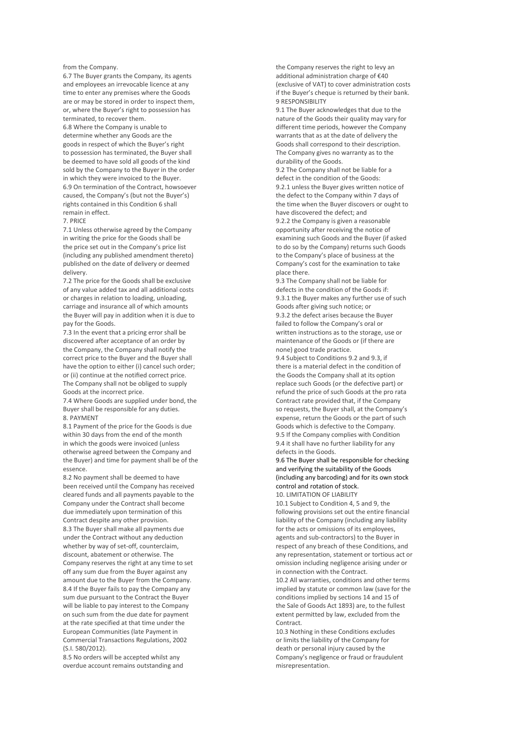from the Company.

6.7 The Buyer grants the Company, its agents and employees an irrevocable licence at any time to enter any premises where the Goods are or may be stored in order to inspect them, or, where the Buyer's right to possession has terminated, to recover them.

6.8 Where the Company is unable to determine whether any Goods are the goods in respect of which the Buyer's right to possession has terminated, the Buyer shall be deemed to have sold all goods of the kind sold by the Company to the Buyer in the order in which they were invoiced to the Buyer.

6.9 On termination of the Contract, howsoever caused, the Company's (but not the Buyer's) rights contained in this Condition 6 shall remain in effect.

## 7. PRICE

7.1 Unless otherwise agreed by the Company in writing the price for the Goods shall be the price set out in the Company's price list (including any published amendment thereto) published on the date of delivery or deemed delivery.

7.2 The price for the Goods shall be exclusive of any value added tax and all additional costs or charges in relation to loading, unloading, carriage and insurance all of which amounts the Buyer will pay in addition when it is due to pay for the Goods.

7.3 In the event that a pricing error shall be discovered after acceptance of an order by the Company, the Company shall notify the correct price to the Buyer and the Buyer shall have the option to either (i) cancel such order; or (ii) continue at the notified correct price. The Company shall not be obliged to supply Goods at the incorrect price.

7.4 Where Goods are supplied under bond, the Buyer shall be responsible for any duties.

## 8. PAYMENT

8.1 Payment of the price for the Goods is due within 30 days from the end of the month in which the goods were invoiced (unless otherwise agreed between the Company and the Buyer) and time for payment shall be of the essence.

8.2 No payment shall be deemed to have been received until the Company has received cleared funds and all payments payable to the Company under the Contract shall become due immediately upon termination of this Contract despite any other provision.

8.3 The Buyer shall make all payments due under the Contract without any deduction whether by way of set-off, counterclaim, discount, abatement or otherwise. The Company reserves the right at any time to set off any sum due from the Buyer against any amount due to the Buyer from the Company.

8.4 If the Buyer fails to pay the Company any sum due pursuant to the Contract the Buyer will be liable to pay interest to the Company on such sum from the due date for payment at the rate specified at that time under the European Communities (late Payment in Commercial Transactions Regulations, 2002 (S.I. 580/2012).

8.5 No orders will be accepted whilst any overdue account remains outstanding and the Company reserves the right to levy an additional administration charge of €40 (exclusive of VAT) to cover administration costs if the Buyer's cheque is returned by their bank.

## 9 RESPONSIBILITY

9.1 The Buyer acknowledges that due to the nature of the Goods their quality may vary for different time periods, however the Company warrants that as at the date of delivery the Goods shall correspond to their description. The Company gives no warranty as to the durability of the Goods.

9.2 The Company shall not be liable for a defect in the condition of the Goods:

9.2.1 unless the Buyer gives written notice of the defect to the Company within 7 days of the time when the Buyer discovers or ought to have discovered the defect; and

9.2.2 the Company is given a reasonable opportunity after receiving the notice of examining such Goods and the Buyer (if asked to do so by the Company) returns such Goods to the Company's place of business at the Company's cost for the examination to take place there.

9.3 The Company shall not be liable for defects in the condition of the Goods if:

9.3.1 the Buyer makes any further use of such Goods after giving such notice; or

9.3.2 the defect arises because the Buyer failed to follow the Company's oral or written instructions as to the storage, use or maintenance of the Goods or (if there are none) good trade practice.

9.4 Subject to Conditions 9.2 and 9.3, if there is a material defect in the condition of the Goods the Company shall at its option replace such Goods (or the defective part) or refund the price of such Goods at the pro rata Contract rate provided that, if the Company so requests, the Buyer shall, at the Company's expense, return the Goods or the part of such Goods which is defective to the Company.

9.5 If the Company complies with Condition 9.4 it shall have no further liability for any defects in the Goods.

9.6 The Buyer shall be responsible for checking and verifying the suitability of the Goods (including any barcoding) and for its own stock control and rotation of stock.

## 10. LIMITATION OF LIABILITY

10.1 Subject to Condition 4, 5 and 9, the following provisions set out the entire financial liability of the Company (including any liability for the acts or omissions of its employees, agents and sub-contractors) to the Buyer in respect of any breach of these Conditions, and any representation, statement or tortious act or omission including negligence arising under or in connection with the Contract.

10.2 All warranties, conditions and other terms implied by statute or common law (save for the conditions implied by sections 14 and 15 of the Sale of Goods Act 1893) are, to the fullest extent permitted by law, excluded from the Contract.

10.3 Nothing in these Conditions excludes or limits the liability of the Company for death or personal injury caused by the Company's negligence or fraud or fraudulent misrepresentation.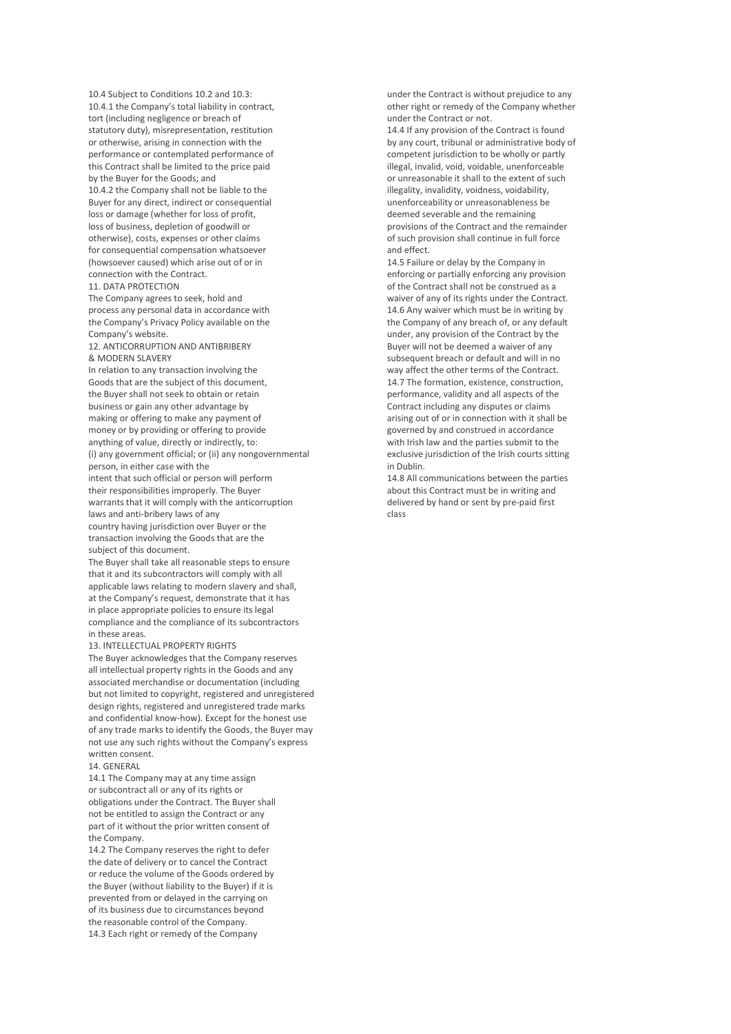10.4 Subject to Conditions 10.2 and 10.3:

10.4.1 the Company's total liability in contract, tort (including negligence or breach of statutory duty), misrepresentation, restitution or otherwise, arising in connection with the performance or contemplated performance of this Contract shall be limited to the price paid by the Buyer for the Goods; and

10.4.2 the Company shall not be liable to the Buyer for any direct, indirect or consequential loss or damage (whether for loss of profit, loss of business, depletion of goodwill or otherwise), costs, expenses or other claims for consequential compensation whatsoever (howsoever caused) which arise out of or in connection with the Contract.

11. DATA PROTECTION

The Company agrees to seek, hold and process any personal data in accordance with the Company's Privacy Policy available on the Company's website.

12. ANTICORRUPTION AND ANTIBRIBERY & MODERN SLAVERY

In relation to any transaction involving the Goods that are the subject of this document, the Buyer shall not seek to obtain or retain business or gain any other advantage by making or offering to make any payment of money or by providing or offering to provide anything of value, directly or indirectly, to: (i) any government official; or (ii) any nongovernmental person, in either case with the intent that such official or person will perform their responsibilities improperly. The Buyer warrants that it will comply with the anticorruption laws and anti-bribery laws of any country having jurisdiction over Buyer or the transaction involving the Goods that are the subject of this document.

The Buyer shall take all reasonable steps to ensure that it and its subcontractors will comply with all applicable laws relating to modern slavery and shall, at the Company's request, demonstrate that it has in place appropriate policies to ensure its legal compliance and the compliance of its subcontractors in these areas.

13. INTELLECTUAL PROPERTY RIGHTS

The Buyer acknowledges that the Company reserves all intellectual property rights in the Goods and any associated merchandise or documentation (including but not limited to copyright, registered and unregistered design rights, registered and unregistered trade marks and confidential know-how). Except for the honest use of any trade marks to identify the Goods, the Buyer may not use any such rights without the Company's express written consent.

14. GENERAL

14.1 The Company may at any time assign or subcontract all or any of its rights or obligations under the Contract. The Buyer shall not be entitled to assign the Contract or any part of it without the prior written consent of the Company.

14.2 The Company reserves the right to defer the date of delivery or to cancel the Contract or reduce the volume of the Goods ordered by the Buyer (without liability to the Buyer) if it is prevented from or delayed in the carrying on of its business due to circumstances beyond the reasonable control of the Company.

14.3 Each right or remedy of the Company under the Contract is without prejudice to any other right or remedy of the Company whether under the Contract or not.

14.4 If any provision of the Contract is found by any court, tribunal or administrative body of competent jurisdiction to be wholly or partly illegal, invalid, void, voidable, unenforceable or unreasonable it shall to the extent of such illegality, invalidity, voidness, voidability, unenforceability or unreasonableness be deemed severable and the remaining provisions of the Contract and the remainder of such provision shall continue in full force and effect.

14.5 Failure or delay by the Company in enforcing or partially enforcing any provision of the Contract shall not be construed as a waiver of any of its rights under the Contract.

14.6 Any waiver which must be in writing by the Company of any breach of, or any default under, any provision of the Contract by the Buyer will not be deemed a waiver of any subsequent breach or default and will in no way affect the other terms of the Contract.

14.7 The formation, existence, construction, performance, validity and all aspects of the Contract including any disputes or claims arising out of or in connection with it shall be governed by and construed in accordance with Irish law and the parties submit to the exclusive jurisdiction of the Irish courts sitting in Dublin.

14.8 All communications between the parties about this Contract must be in writing and delivered by hand or sent by pre-paid first class